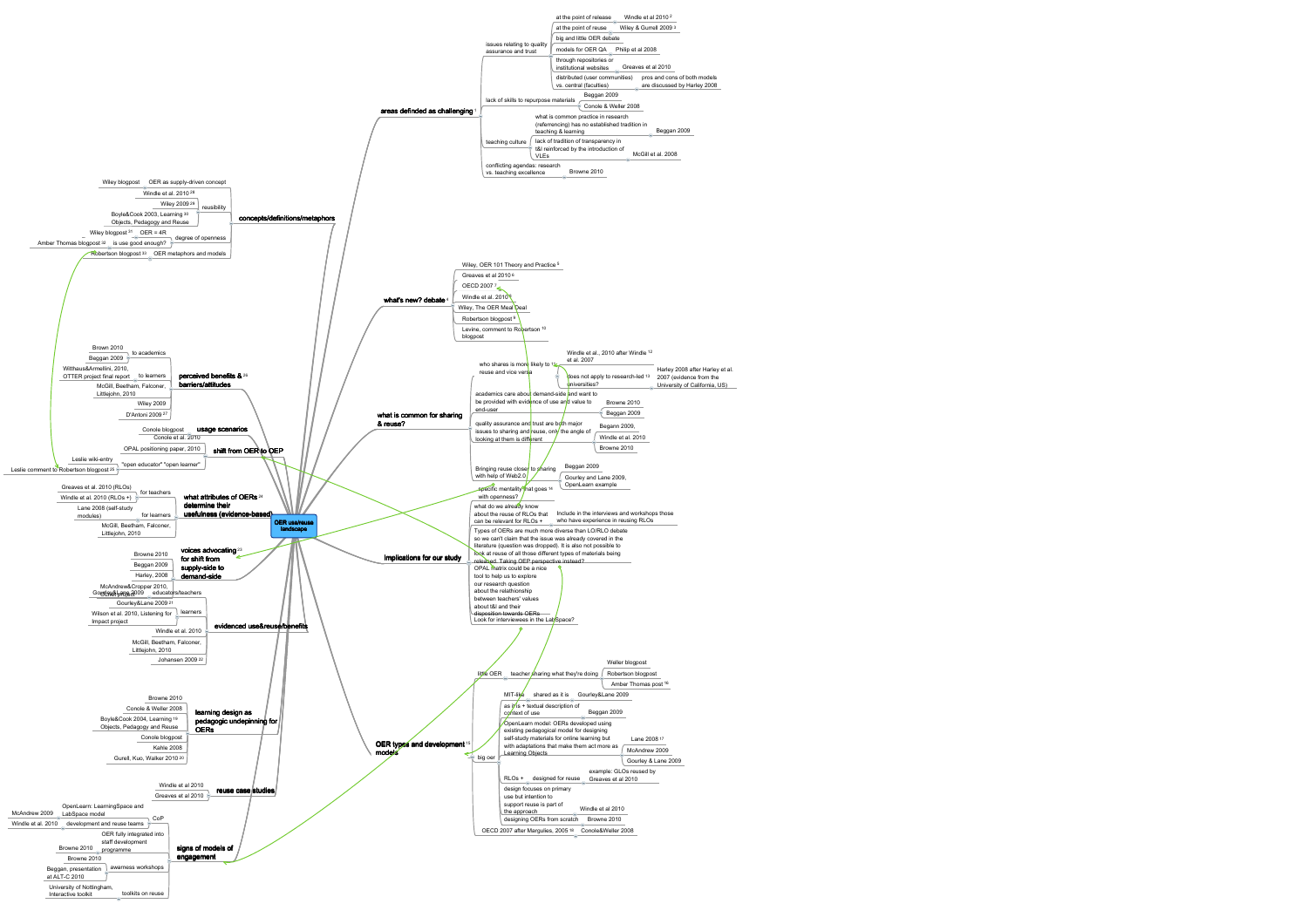# OER use/reuse landscape

## areas definded as challenging [1]

- issues relating to quality assurance and trust
  - at the point of release — Windle et al 2010 [2]
  - at the point of reuse — Wiley & Gurell 2009 [3]
  - big and little OER debate
  - models for OER QA — Philip et al 2008
  - through repositories or institutional websites — Greaves et al 2010
  - distributed (user communities) vs. central (faculties) — pros and cons of both models are discussed by Harley 2008
- lack of skills to repurpose materials
  - Beggan 2009
  - Conole & Weller 2008
- teaching culture
  - what is common practice in research (referencing) has no established tradition in teaching & learning — Beggan 2009
  - lack of tradition of transparency in t&l reinforced by the introduction of VLEs — McGill et al. 2008
- conflicting agendas: research vs. teaching excellence — Browne 2010

## what's new? debate [4]

- Wiley, OER 101 Theory and Practice [5]
- Greaves et al 2010 [6]
- OECD 2007 [7]
- Windle et al. 2010 [8]
- Wiley, The OER Meal Deal
- Robertson blogpost [9]
- Levine, comment to Robertson [10] blogpost

## what is common for sharing & reuse?

- who shares is more likely to [11] reuse and vice versa
  - Windle et al., 2010 after Windle [12] et al. 2007
  - does not apply to research-led [13] universities? — Harley 2008 after Harley et al. 2007 (evidence from the University of California, US)
- academics care about demand-side and want to be provided with evidence of use and value to end-user
  - Browne 2010
  - Beggan 2009
- quality assurance and trust are both major issues to sharing and reuse, only the angle of looking at them is different
  - Beggan 2009,
  - Windle et al. 2010
  - Browne 2010
- Bringing reuse closer to sharing with help of Web2.0
  - Beggan 2009
  - Gourley and Lane 2009, OpenLearn example

## implications for our study

- specific mentality that goes [14] with openness?
- what do we already know about the reuse of RLOs that can be relevant for RLOs + — Include in the interviews and workshops those who have experience in reusing RLOs
- Types of OERs are much more diverse than LO/RLO debate so we can't claim that the issue was already covered in the literature (question was dropped). It is also not possible to look at reuse of all those different types of materials being released. Taking OEP perspective instead?
- OPAL matrix could be a nice tool to help us to explore our research question about the relationship between teachers' values about t&l and their disposition towards OERs
- Look for interviewees in the LabSpace?

## OER types and development [15] models

- little OER
  - teacher sharing what they're doing
    - Weller blogpost
    - Robertson blogpost
    - Amber Thomas post [16]
- big oer
  - MIT-like
    - shared as it is — Gourley&Lane 2009
    - as it is + textual description of context of use — Beggan 2009
  - OpenLearn model: OERs developed using existing pedagogical model for designing self-study materials for online learning but with adaptations that make them act more as Learning Objects
    - Lane 2008 [17]
    - McAndrew 2009
    - Gourley & Lane 2009
  - RLOs +
    - designed for reuse — example: GLOs reused by Greaves et al 2010
    - design focuses on primary use but intention to support reuse is part of the approach — Windle et al 2010
    - designing OERs from scratch — Browne 2010
- OECD 2007 after Margulies, 2005 [18] — Conole&Weller 2008

## concepts/definitions/metaphors

- OER as supply-driven concept — Wiley blogpost
- reusibility
  - Windle et al. 2010 [28]
  - Wiley 2009 [29]
  - Boyle&Cook 2003, Learning [30] Objects, Pedagogy and Reuse
- degree of openness
  - OER = 4R — Wiley blogpost [31]
  - is use good enough? — Amber Thomas blogpost [32]
- OER metaphors and models — Robertson blogpost [33]

## perceived benefits & [26] barriers/attitudes

- to academics
  - Brown 2010
  - Beggan 2009
- to learners
  - Witthaus&Armellini, 2010, OTTER project final report
  - McGill, Beetham, Falconer, Littlejohn, 2010
- Wiley 2009
- D'Antoni 2009 [27]

## usage scenarios

- Conole blogpost
- Conole et al. 2010

## shift from OER to OEP

- OPAL positioning paper, 2010
- "open educator" "open learner"
  - Leslie wiki-entry
  - Leslie comment to Robertson blogpost [25]

## what attributes of OERs [24] determine their usefulness (evidence-based)

- for teachers
  - Greaves et al. 2010 (RLOs)
  - Windle et al. 2010 (RLOs +)
- for learners
  - Lane 2008 (self-study modules)
  - McGill, Beetham, Falconer, Littlejohn, 2010

## voices advocating [23] for shift from supply-side to demand-side

- Browne 2010
- Beggan 2009
- Harley, 2008

## evidenced use&reuse/benefits

- educators/teachers
  - McAndrew&Cropper 2010, Gourley&Lane 2009
- learners
  - Gourley&Lane 2009 [21]
  - Wilson et al. 2010, Listening for Impact project
- Windle et al. 2010
- McGill, Beetham, Falconer, Littlejohn, 2010
- Johansen 2009 [22]

## learning design as pedagogic undepinning for OERs

- Browne 2010
- Conole & Weller 2008
- Boyle&Cook 2004, Learning [19] Objects, Pedagogy and Reuse
- Conole blogpost
- Kahle 2008
- Gurell, Kuo, Walker 2010 [20]

## reuse case studies

- Windle et al 2010
- Greaves et al 2010

## signs of models of engagement

- CoP
  - OpenLearn: LearningSpace and LabSpace model — McAndrew 2009
  - development and reuse teams — Windle et al. 2010
- OER fully integrated into staff development programme — Browne 2010
- awarness workshops
  - Browne 2010
  - Beggan, presentation at ALT-C 2010
- toolkits on reuse — University of Nottingham, Interactive toolkit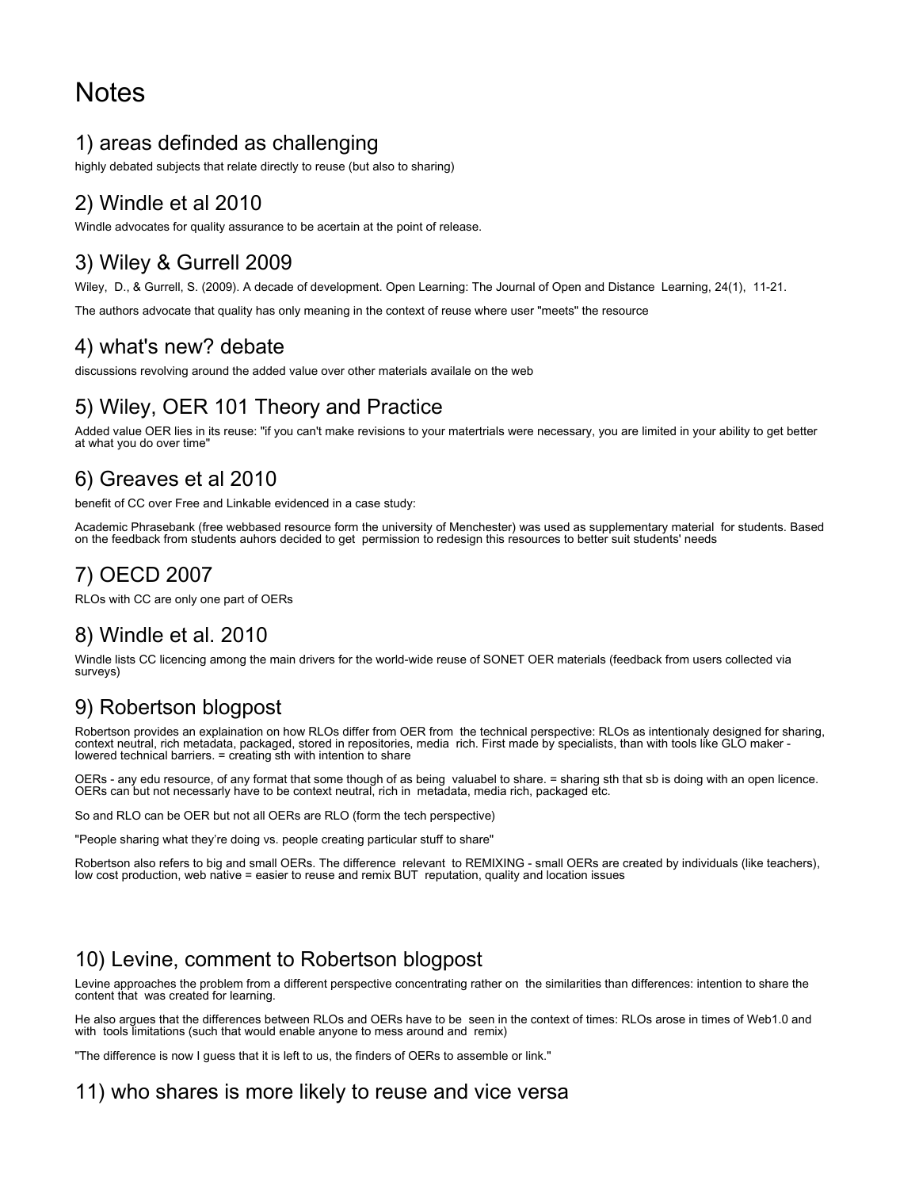# Notes

## 1) areas definded as challenging

highly debated subjects that relate directly to reuse (but also to sharing)

## 2) Windle et al 2010

Windle advocates for quality assurance to be acertain at the point of release.

## 3) Wiley & Gurrell 2009

Wiley, D., & Gurrell, S. (2009). A decade of development. Open Learning: The Journal of Open and Distance Learning, 24(1), 11-21.

The authors advocate that quality has only meaning in the context of reuse where user "meets" the resource

## 4) what's new? debate

discussions revolving around the added value over other materials availale on the web

## 5) Wiley, OER 101 Theory and Practice

Added value OER lies in its reuse: "if you can't make revisions to your matertrials were necessary, you are limited in your ability to get better at what you do over time"

## 6) Greaves et al 2010

benefit of CC over Free and Linkable evidenced in a case study:

Academic Phrasebank (free webbased resource form the university of Menchester) was used as supplementary material for students. Based on the feedback from students auhors decided to get permission to redesign this resources to better suit students' needs

## 7) OECD 2007

RLOs with CC are only one part of OERs

## 8) Windle et al. 2010

Windle lists CC licencing among the main drivers for the world-wide reuse of SONET OER materials (feedback from users collected via surveys)

## 9) Robertson blogpost

Robertson provides an explaination on how RLOs differ from OER from the technical perspective: RLOs as intentionaly designed for sharing, context neutral, rich metadata, packaged, stored in repositories, media rich. First made by specialists, than with tools like GLO maker - lowered technical barriers. = creating sth with intention to share

OERs - any edu resource, of any format that some though of as being valuabel to share. = sharing sth that sb is doing with an open licence. OERs can but not necessarly have to be context neutral, rich in metadata, media rich, packaged etc.

So and RLO can be OER but not all OERs are RLO (form the tech perspective)

"People sharing what they're doing vs. people creating particular stuff to share"

Robertson also refers to big and small OERs. The difference relevant to REMIXING - small OERs are created by individuals (like teachers), low cost production, web native = easier to reuse and remix BUT reputation, quality and location issues

## 10) Levine, comment to Robertson blogpost

Levine approaches the problem from a different perspective concentrating rather on the similarities than differences: intention to share the content that was created for learning.

He also argues that the differences between RLOs and OERs have to be seen in the context of times: RLOs arose in times of Web1.0 and with tools limitations (such that would enable anyone to mess around and remix)

"The difference is now I guess that it is left to us, the finders of OERs to assemble or link."

## 11) who shares is more likely to reuse and vice versa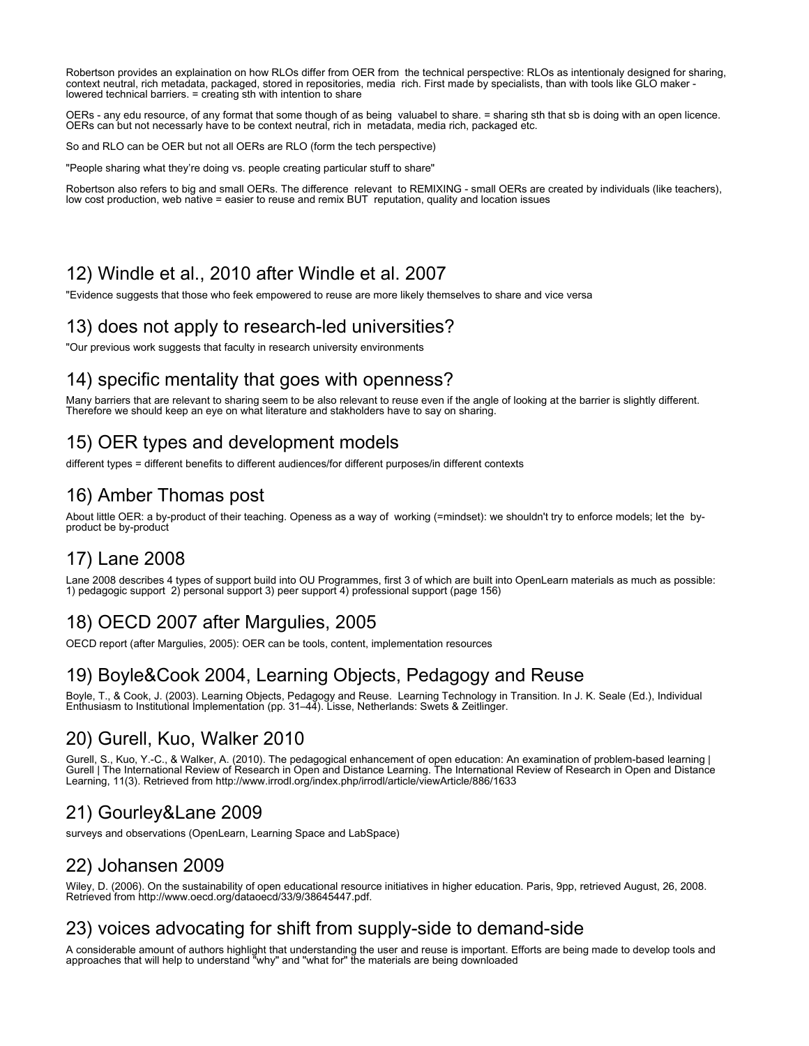Robertson provides an explaination on how RLOs differ from OER from the technical perspective: RLOs as intentionaly designed for sharing, context neutral, rich metadata, packaged, stored in repositories, media rich. First made by specialists, than with tools like GLO maker - lowered technical barriers. = creating sth with intention to share

OERs - any edu resource, of any format that some though of as being valuabel to share. = sharing sth that sb is doing with an open licence. OERs can but not necessarly have to be context neutral, rich in metadata, media rich, packaged etc.

So and RLO can be OER but not all OERs are RLO (form the tech perspective)

"People sharing what they're doing vs. people creating particular stuff to share"

Robertson also refers to big and small OERs. The difference relevant to REMIXING - small OERs are created by individuals (like teachers), low cost production, web native = easier to reuse and remix BUT reputation, quality and location issues

## 12) Windle et al., 2010 after Windle et al. 2007

"Evidence suggests that those who feek empowered to reuse are more likely themselves to share and vice versa

## 13) does not apply to research-led universities?

"Our previous work suggests that faculty in research university environments

## 14) specific mentality that goes with openness?

Many barriers that are relevant to sharing seem to be also relevant to reuse even if the angle of looking at the barrier is slightly different. Therefore we should keep an eye on what literature and stakholders have to say on sharing.

## 15) OER types and development models

different types = different benefits to different audiences/for different purposes/in different contexts

## 16) Amber Thomas post

About little OER: a by-product of their teaching. Openess as a way of working (=mindset): we shouldn't try to enforce models; let the by-product be by-product

## 17) Lane 2008

Lane 2008 describes 4 types of support build into OU Programmes, first 3 of which are built into OpenLearn materials as much as possible: 1) pedagogic support 2) personal support 3) peer support 4) professional support (page 156)

## 18) OECD 2007 after Margulies, 2005

OECD report (after Margulies, 2005): OER can be tools, content, implementation resources

## 19) Boyle&Cook 2004, Learning Objects, Pedagogy and Reuse

Boyle, T., & Cook, J. (2003). Learning Objects, Pedagogy and Reuse. Learning Technology in Transition. In J. K. Seale (Ed.), Individual Enthusiasm to Institutional Implementation (pp. 31–44). Lisse, Netherlands: Swets & Zeitlinger.

## 20) Gurell, Kuo, Walker 2010

Gurell, S., Kuo, Y.-C., & Walker, A. (2010). The pedagogical enhancement of open education: An examination of problem-based learning | Gurell | The International Review of Research in Open and Distance Learning. The International Review of Research in Open and Distance Learning, 11(3). Retrieved from http://www.irrodl.org/index.php/irrodl/article/viewArticle/886/1633

## 21) Gourley&Lane 2009

surveys and observations (OpenLearn, Learning Space and LabSpace)

## 22) Johansen 2009

Wiley, D. (2006). On the sustainability of open educational resource initiatives in higher education. Paris, 9pp, retrieved August, 26, 2008. Retrieved from http://www.oecd.org/dataoecd/33/9/38645447.pdf.

## 23) voices advocating for shift from supply-side to demand-side

A considerable amount of authors highlight that understanding the user and reuse is important. Efforts are being made to develop tools and approaches that will help to understand "why" and "what for" the materials are being downloaded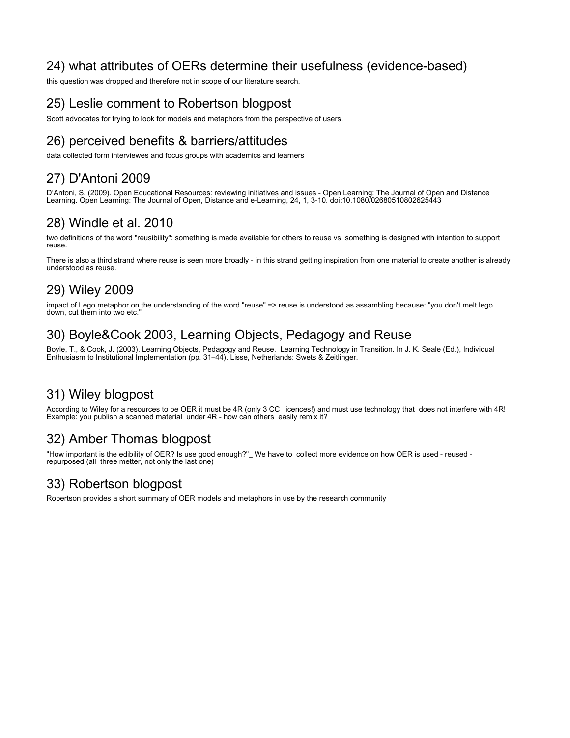## 24) what attributes of OERs determine their usefulness (evidence-based)

this question was dropped and therefore not in scope of our literature search.

## 25) Leslie comment to Robertson blogpost

Scott advocates for trying to look for models and metaphors from the perspective of users.

## 26) perceived benefits & barriers/attitudes

data collected form interviewes and focus groups with academics and learners

## 27) D'Antoni 2009

D'Antoni, S. (2009). Open Educational Resources: reviewing initiatives and issues - Open Learning: The Journal of Open and Distance Learning. Open Learning: The Journal of Open, Distance and e-Learning, 24, 1, 3-10. doi:10.1080/02680510802625443

## 28) Windle et al. 2010

two definitions of the word "reusibility": something is made available for others to reuse vs. something is designed with intention to support reuse.

There is also a third strand where reuse is seen more broadly - in this strand getting inspiration from one material to create another is already understood as reuse.

## 29) Wiley 2009

impact of Lego metaphor on the understanding of the word "reuse" => reuse is understood as assambling because: "you don't melt lego down, cut them into two etc."

## 30) Boyle&Cook 2003, Learning Objects, Pedagogy and Reuse

Boyle, T., & Cook, J. (2003). Learning Objects, Pedagogy and Reuse. Learning Technology in Transition. In J. K. Seale (Ed.), Individual Enthusiasm to Institutional Implementation (pp. 31–44). Lisse, Netherlands: Swets & Zeitlinger.

## 31) Wiley blogpost

According to Wiley for a resources to be OER it must be 4R (only 3 CC licences!) and must use technology that does not interfere with 4R! Example: you publish a scanned material under 4R - how can others easily remix it?

## 32) Amber Thomas blogpost

"How important is the edibility of OER? Is use good enough?"_ We have to collect more evidence on how OER is used - reused - repurposed (all three metter, not only the last one)

## 33) Robertson blogpost

Robertson provides a short summary of OER models and metaphors in use by the research community